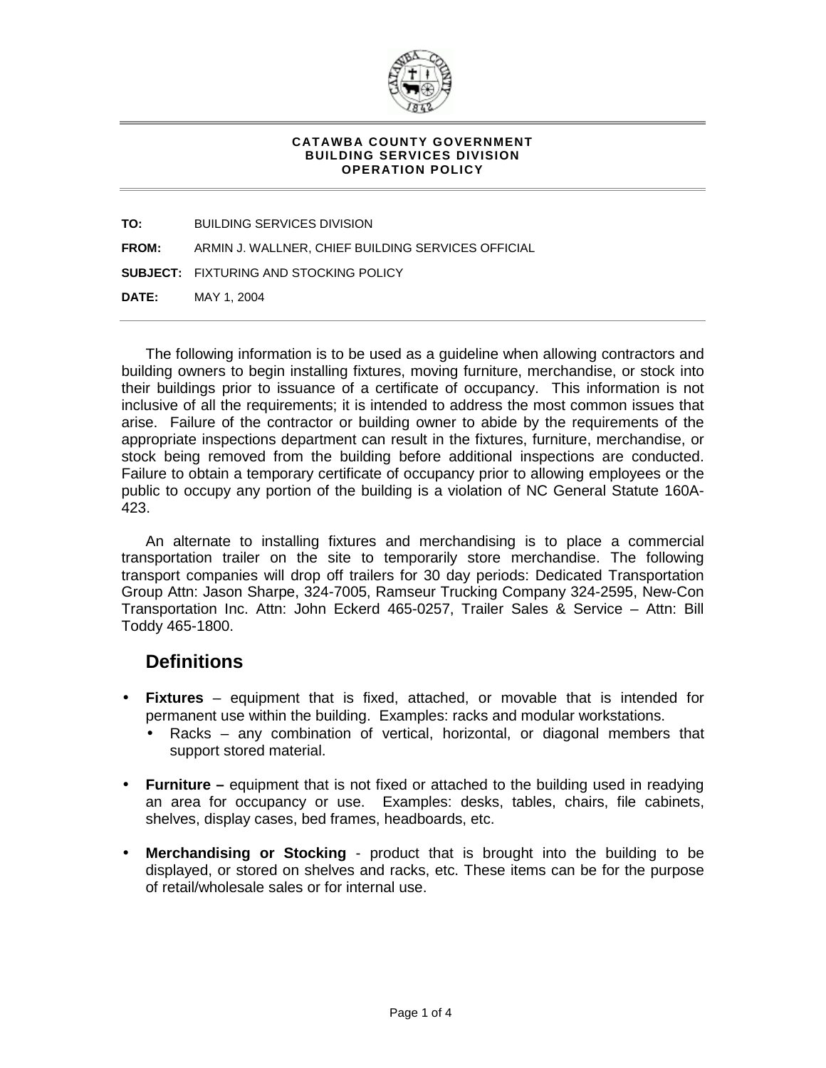**CATAWBA COUNTY GOVERNMENT**
**BUILDING SERVICES DIVISION**
**OPERATION POLICY**

**TO:** BUILDING SERVICES DIVISION

**FROM:** ARMIN J. WALLNER, CHIEF BUILDING SERVICES OFFICIAL

**SUBJECT:** FIXTURING AND STOCKING POLICY

**DATE:** MAY 1, 2004

---

The following information is to be used as a guideline when allowing contractors and building owners to begin installing fixtures, moving furniture, merchandise, or stock into their buildings prior to issuance of a certificate of occupancy. This information is not inclusive of all the requirements; it is intended to address the most common issues that arise. Failure of the contractor or building owner to abide by the requirements of the appropriate inspections department can result in the fixtures, furniture, merchandise, or stock being removed from the building before additional inspections are conducted. Failure to obtain a temporary certificate of occupancy prior to allowing employees or the public to occupy any portion of the building is a violation of NC General Statute 160A-423.

An alternate to installing fixtures and merchandising is to place a commercial transportation trailer on the site to temporarily store merchandise. The following transport companies will drop off trailers for 30 day periods: Dedicated Transportation Group Attn: Jason Sharpe, 324-7005, Ramseur Trucking Company 324-2595, New-Con Transportation Inc. Attn: John Eckerd 465-0257, Trailer Sales & Service – Attn: Bill Toddy 465-1800.

## Definitions

- **Fixtures** – equipment that is fixed, attached, or movable that is intended for permanent use within the building. Examples: racks and modular workstations.
  - Racks – any combination of vertical, horizontal, or diagonal members that support stored material.

- **Furniture –** equipment that is not fixed or attached to the building used in readying an area for occupancy or use. Examples: desks, tables, chairs, file cabinets, shelves, display cases, bed frames, headboards, etc.

- **Merchandising or Stocking** - product that is brought into the building to be displayed, or stored on shelves and racks, etc. These items can be for the purpose of retail/wholesale sales or for internal use.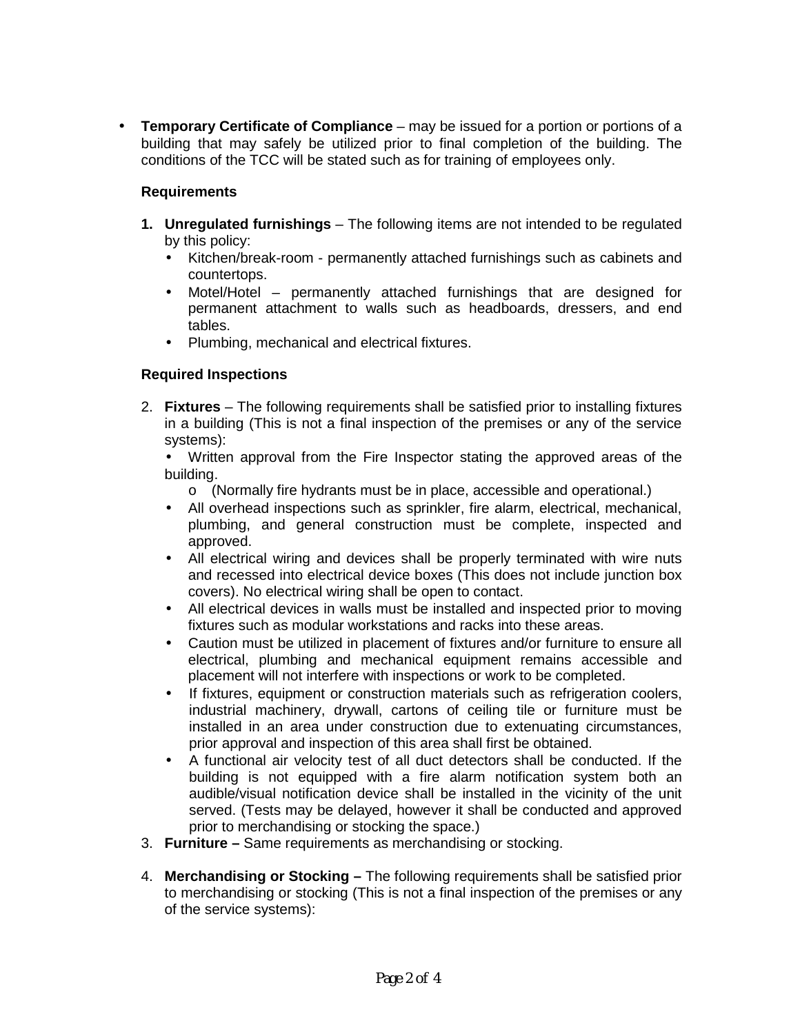- **Temporary Certificate of Compliance** – may be issued for a portion or portions of a building that may safely be utilized prior to final completion of the building. The conditions of the TCC will be stated such as for training of employees only.

  **Requirements**

  1. **Unregulated furnishings** – The following items are not intended to be regulated by this policy:
     - Kitchen/break-room - permanently attached furnishings such as cabinets and countertops.
     - Motel/Hotel – permanently attached furnishings that are designed for permanent attachment to walls such as headboards, dressers, and end tables.
     - Plumbing, mechanical and electrical fixtures.

  **Required Inspections**

  2. **Fixtures** – The following requirements shall be satisfied prior to installing fixtures in a building (This is not a final inspection of the premises or any of the service systems):
     - Written approval from the Fire Inspector stating the approved areas of the building.
       - (Normally fire hydrants must be in place, accessible and operational.)
     - All overhead inspections such as sprinkler, fire alarm, electrical, mechanical, plumbing, and general construction must be complete, inspected and approved.
     - All electrical wiring and devices shall be properly terminated with wire nuts and recessed into electrical device boxes (This does not include junction box covers). No electrical wiring shall be open to contact.
     - All electrical devices in walls must be installed and inspected prior to moving fixtures such as modular workstations and racks into these areas.
     - Caution must be utilized in placement of fixtures and/or furniture to ensure all electrical, plumbing and mechanical equipment remains accessible and placement will not interfere with inspections or work to be completed.
     - If fixtures, equipment or construction materials such as refrigeration coolers, industrial machinery, drywall, cartons of ceiling tile or furniture must be installed in an area under construction due to extenuating circumstances, prior approval and inspection of this area shall first be obtained.
     - A functional air velocity test of all duct detectors shall be conducted. If the building is not equipped with a fire alarm notification system both an audible/visual notification device shall be installed in the vicinity of the unit served. (Tests may be delayed, however it shall be conducted and approved prior to merchandising or stocking the space.)
  3. **Furniture –** Same requirements as merchandising or stocking.

  4. **Merchandising or Stocking –** The following requirements shall be satisfied prior to merchandising or stocking (This is not a final inspection of the premises or any of the service systems):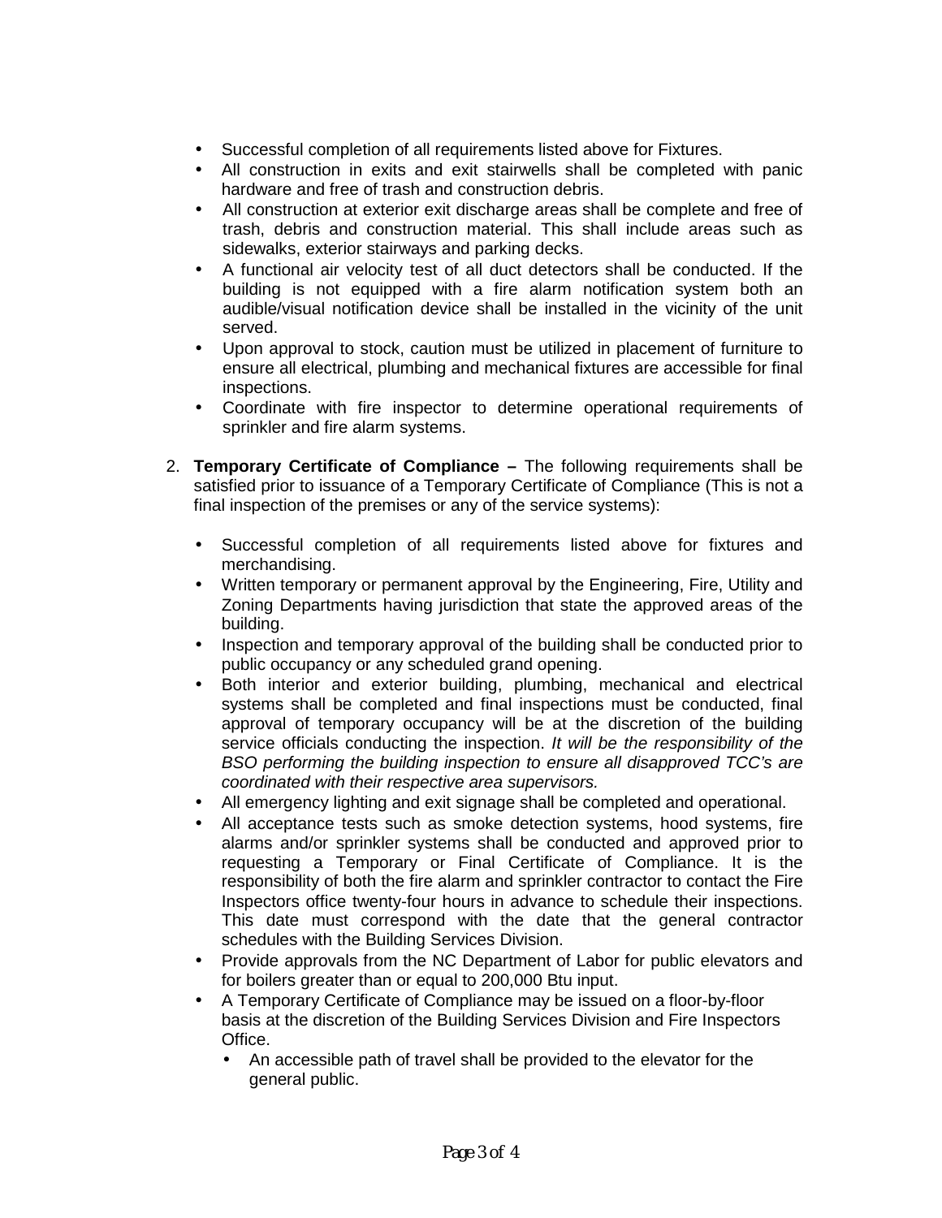- Successful completion of all requirements listed above for Fixtures.
- All construction in exits and exit stairwells shall be completed with panic hardware and free of trash and construction debris.
- All construction at exterior exit discharge areas shall be complete and free of trash, debris and construction material. This shall include areas such as sidewalks, exterior stairways and parking decks.
- A functional air velocity test of all duct detectors shall be conducted. If the building is not equipped with a fire alarm notification system both an audible/visual notification device shall be installed in the vicinity of the unit served.
- Upon approval to stock, caution must be utilized in placement of furniture to ensure all electrical, plumbing and mechanical fixtures are accessible for final inspections.
- Coordinate with fire inspector to determine operational requirements of sprinkler and fire alarm systems.

2. **Temporary Certificate of Compliance –** The following requirements shall be satisfied prior to issuance of a Temporary Certificate of Compliance (This is not a final inspection of the premises or any of the service systems):

   - Successful completion of all requirements listed above for fixtures and merchandising.
   - Written temporary or permanent approval by the Engineering, Fire, Utility and Zoning Departments having jurisdiction that state the approved areas of the building.
   - Inspection and temporary approval of the building shall be conducted prior to public occupancy or any scheduled grand opening.
   - Both interior and exterior building, plumbing, mechanical and electrical systems shall be completed and final inspections must be conducted, final approval of temporary occupancy will be at the discretion of the building service officials conducting the inspection. *It will be the responsibility of the BSO performing the building inspection to ensure all disapproved TCC's are coordinated with their respective area supervisors.*
   - All emergency lighting and exit signage shall be completed and operational.
   - All acceptance tests such as smoke detection systems, hood systems, fire alarms and/or sprinkler systems shall be conducted and approved prior to requesting a Temporary or Final Certificate of Compliance. It is the responsibility of both the fire alarm and sprinkler contractor to contact the Fire Inspectors office twenty-four hours in advance to schedule their inspections. This date must correspond with the date that the general contractor schedules with the Building Services Division.
   - Provide approvals from the NC Department of Labor for public elevators and for boilers greater than or equal to 200,000 Btu input.
   - A Temporary Certificate of Compliance may be issued on a floor-by-floor basis at the discretion of the Building Services Division and Fire Inspectors Office.
     - An accessible path of travel shall be provided to the elevator for the general public.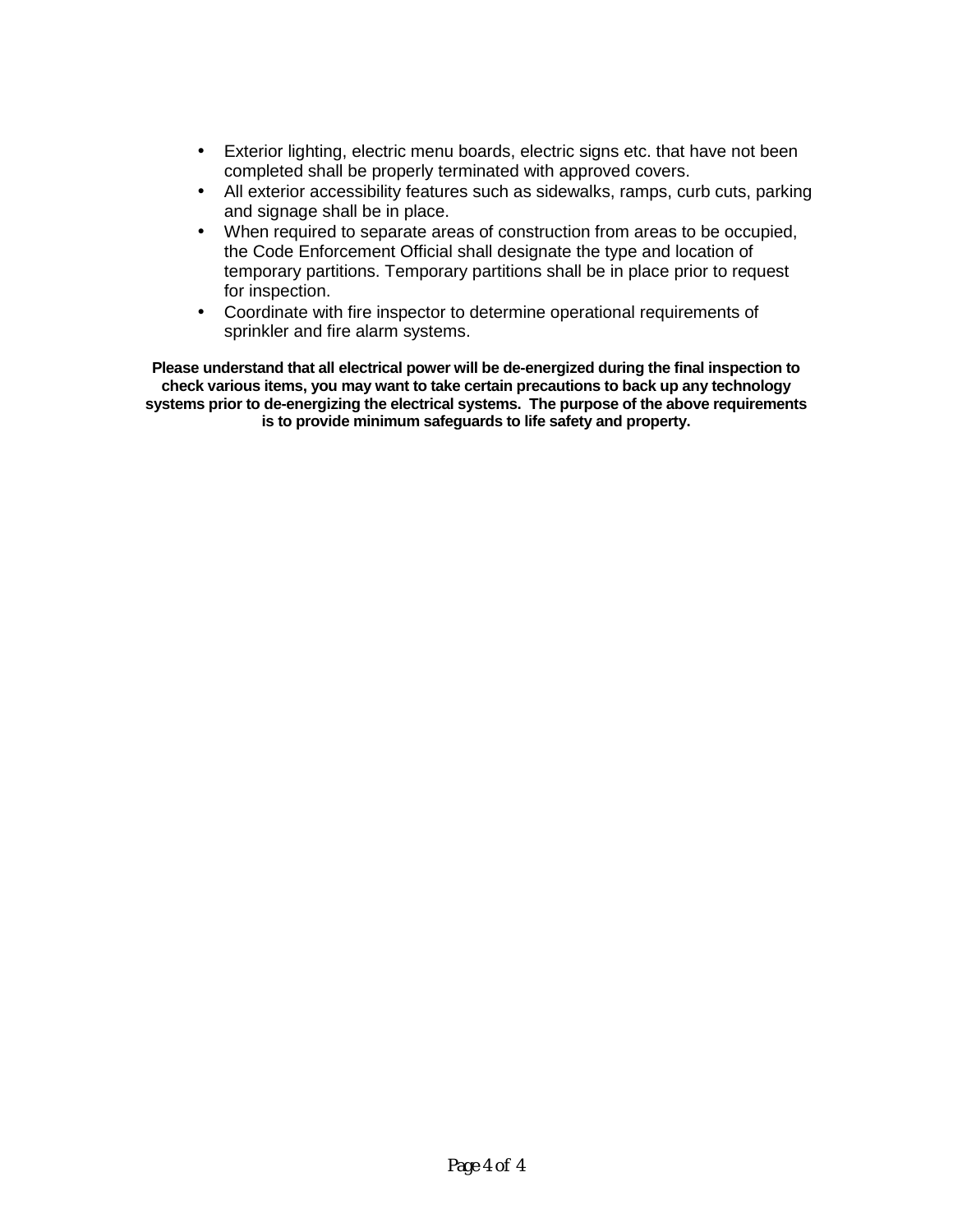- Exterior lighting, electric menu boards, electric signs etc. that have not been completed shall be properly terminated with approved covers.
- All exterior accessibility features such as sidewalks, ramps, curb cuts, parking and signage shall be in place.
- When required to separate areas of construction from areas to be occupied, the Code Enforcement Official shall designate the type and location of temporary partitions. Temporary partitions shall be in place prior to request for inspection.
- Coordinate with fire inspector to determine operational requirements of sprinkler and fire alarm systems.

**Please understand that all electrical power will be de-energized during the final inspection to check various items, you may want to take certain precautions to back up any technology systems prior to de-energizing the electrical systems. The purpose of the above requirements is to provide minimum safeguards to life safety and property.**